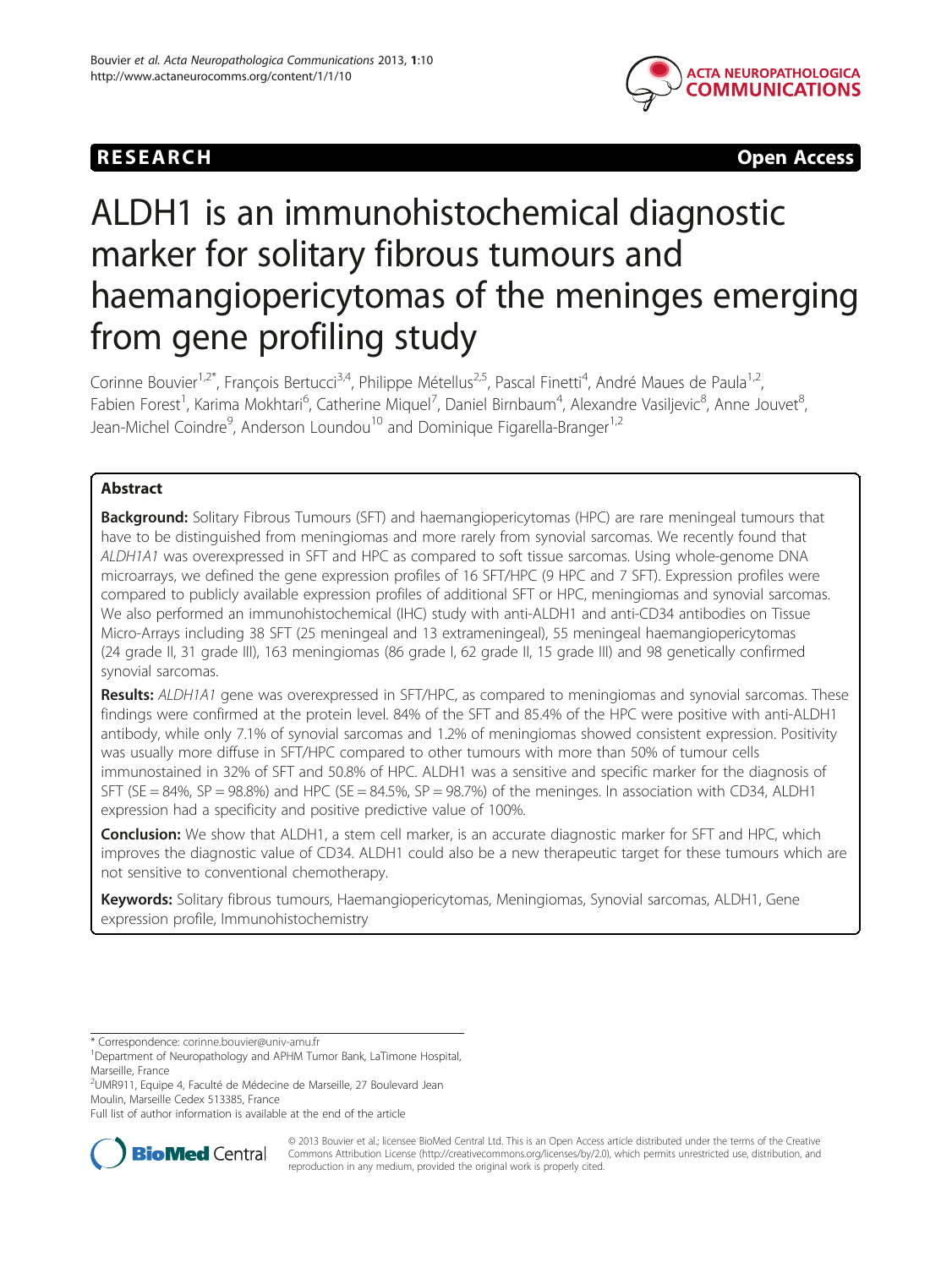RESEARCH Open Access

# ALDH1 is an immunohistochemical diagnostic marker for solitary fibrous tumours and haemangiopericytomas of the meninges emerging from gene profiling study

Corinne Bouvier[1,2*], François Bertucci[3,4], Philippe Métellus[2,5], Pascal Finetti[4], André Maues de Paula[1,2], Fabien Forest[1], Karima Mokhtari[6], Catherine Miquel[7], Daniel Birnbaum[4], Alexandre Vasiljevic[8], Anne Jouvet[8], Jean-Michel Coindre[9], Anderson Loundou[10] and Dominique Figarella-Branger[1,2]

## Abstract

**Background:** Solitary Fibrous Tumours (SFT) and haemangiopericytomas (HPC) are rare meningeal tumours that have to be distinguished from meningiomas and more rarely from synovial sarcomas. We recently found that *ALDH1A1* was overexpressed in SFT and HPC as compared to soft tissue sarcomas. Using whole-genome DNA microarrays, we defined the gene expression profiles of 16 SFT/HPC (9 HPC and 7 SFT). Expression profiles were compared to publicly available expression profiles of additional SFT or HPC, meningiomas and synovial sarcomas. We also performed an immunohistochemical (IHC) study with anti-ALDH1 and anti-CD34 antibodies on Tissue Micro-Arrays including 38 SFT (25 meningeal and 13 extrameningeal), 55 meningeal haemangiopericytomas (24 grade II, 31 grade III), 163 meningiomas (86 grade I, 62 grade II, 15 grade III) and 98 genetically confirmed synovial sarcomas.

**Results:** *ALDH1A1* gene was overexpressed in SFT/HPC, as compared to meningiomas and synovial sarcomas. These findings were confirmed at the protein level. 84% of the SFT and 85.4% of the HPC were positive with anti-ALDH1 antibody, while only 7.1% of synovial sarcomas and 1.2% of meningiomas showed consistent expression. Positivity was usually more diffuse in SFT/HPC compared to other tumours with more than 50% of tumour cells immunostained in 32% of SFT and 50.8% of HPC. ALDH1 was a sensitive and specific marker for the diagnosis of SFT (SE = 84%, SP = 98.8%) and HPC (SE = 84.5%, SP = 98.7%) of the meninges. In association with CD34, ALDH1 expression had a specificity and positive predictive value of 100%.

**Conclusion:** We show that ALDH1, a stem cell marker, is an accurate diagnostic marker for SFT and HPC, which improves the diagnostic value of CD34. ALDH1 could also be a new therapeutic target for these tumours which are not sensitive to conventional chemotherapy.

**Keywords:** Solitary fibrous tumours, Haemangiopericytomas, Meningiomas, Synovial sarcomas, ALDH1, Gene expression profile, Immunohistochemistry

\* Correspondence: corinne.bouvier@univ-amu.fr
[1]Department of Neuropathology and APHM Tumor Bank, LaTimone Hospital, Marseille, France
[2]UMR911, Equipe 4, Faculté de Médecine de Marseille, 27 Boulevard Jean Moulin, Marseille Cedex 513385, France
Full list of author information is available at the end of the article

© 2013 Bouvier et al.; licensee BioMed Central Ltd. This is an Open Access article distributed under the terms of the Creative Commons Attribution License (http://creativecommons.org/licenses/by/2.0), which permits unrestricted use, distribution, and reproduction in any medium, provided the original work is properly cited.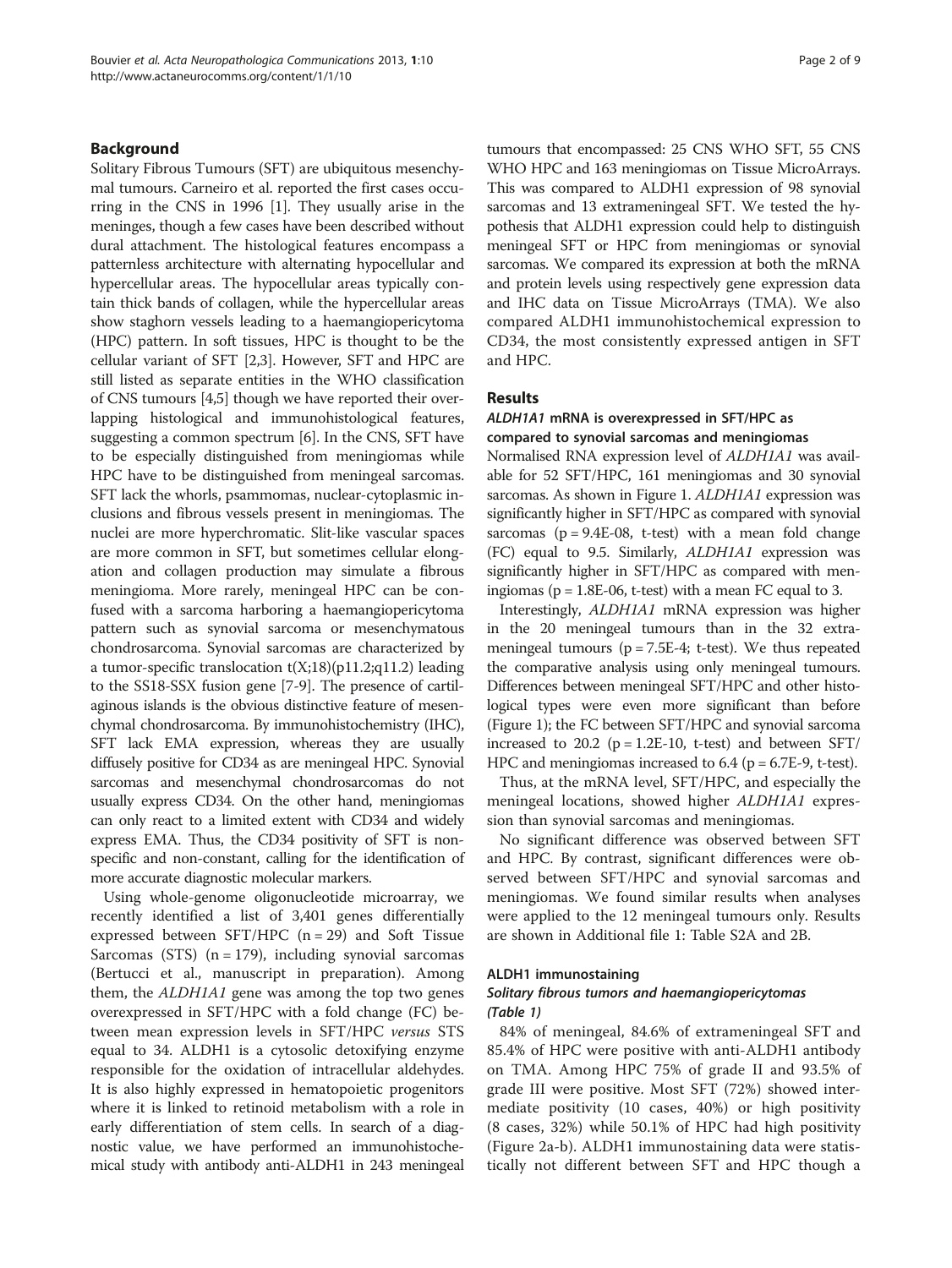## Background

Solitary Fibrous Tumours (SFT) are ubiquitous mesenchymal tumours. Carneiro et al. reported the first cases occurring in the CNS in 1996 [1]. They usually arise in the meninges, though a few cases have been described without dural attachment. The histological features encompass a patternless architecture with alternating hypocellular and hypercellular areas. The hypocellular areas typically contain thick bands of collagen, while the hypercellular areas show staghorn vessels leading to a haemangiopericytoma (HPC) pattern. In soft tissues, HPC is thought to be the cellular variant of SFT [2,3]. However, SFT and HPC are still listed as separate entities in the WHO classification of CNS tumours [4,5] though we have reported their overlapping histological and immunohistological features, suggesting a common spectrum [6]. In the CNS, SFT have to be especially distinguished from meningiomas while HPC have to be distinguished from meningeal sarcomas. SFT lack the whorls, psammomas, nuclear-cytoplasmic inclusions and fibrous vessels present in meningiomas. The nuclei are more hyperchromatic. Slit-like vascular spaces are more common in SFT, but sometimes cellular elongation and collagen production may simulate a fibrous meningioma. More rarely, meningeal HPC can be confused with a sarcoma harboring a haemangiopericytoma pattern such as synovial sarcoma or mesenchymatous chondrosarcoma. Synovial sarcomas are characterized by a tumor-specific translocation t(X;18)(p11.2;q11.2) leading to the SS18-SSX fusion gene [7-9]. The presence of cartilaginous islands is the obvious distinctive feature of mesenchymal chondrosarcoma. By immunohistochemistry (IHC), SFT lack EMA expression, whereas they are usually diffusely positive for CD34 as are meningeal HPC. Synovial sarcomas and mesenchymal chondrosarcomas do not usually express CD34. On the other hand, meningiomas can only react to a limited extent with CD34 and widely express EMA. Thus, the CD34 positivity of SFT is nonspecific and non-constant, calling for the identification of more accurate diagnostic molecular markers.

Using whole-genome oligonucleotide microarray, we recently identified a list of 3,401 genes differentially expressed between SFT/HPC (n = 29) and Soft Tissue Sarcomas (STS) (n = 179), including synovial sarcomas (Bertucci et al., manuscript in preparation). Among them, the *ALDH1A1* gene was among the top two genes overexpressed in SFT/HPC with a fold change (FC) between mean expression levels in SFT/HPC *versus* STS equal to 34. ALDH1 is a cytosolic detoxifying enzyme responsible for the oxidation of intracellular aldehydes. It is also highly expressed in hematopoietic progenitors where it is linked to retinoid metabolism with a role in early differentiation of stem cells. In search of a diagnostic value, we have performed an immunohistochemical study with antibody anti-ALDH1 in 243 meningeal tumours that encompassed: 25 CNS WHO SFT, 55 CNS WHO HPC and 163 meningiomas on Tissue MicroArrays. This was compared to ALDH1 expression of 98 synovial sarcomas and 13 extrameningeal SFT. We tested the hypothesis that ALDH1 expression could help to distinguish meningeal SFT or HPC from meningiomas or synovial sarcomas. We compared its expression at both the mRNA and protein levels using respectively gene expression data and IHC data on Tissue MicroArrays (TMA). We also compared ALDH1 immunohistochemical expression to CD34, the most consistently expressed antigen in SFT and HPC.

## Results

### *ALDH1A1* mRNA is overexpressed in SFT/HPC as compared to synovial sarcomas and meningiomas

Normalised RNA expression level of *ALDH1A1* was available for 52 SFT/HPC, 161 meningiomas and 30 synovial sarcomas. As shown in Figure 1. *ALDH1A1* expression was significantly higher in SFT/HPC as compared with synovial sarcomas (p = 9.4E-08, t-test) with a mean fold change (FC) equal to 9.5. Similarly, *ALDH1A1* expression was significantly higher in SFT/HPC as compared with meningiomas (p = 1.8E-06, t-test) with a mean FC equal to 3.

Interestingly, *ALDH1A1* mRNA expression was higher in the 20 meningeal tumours than in the 32 extrameningeal tumours (p = 7.5E-4; t-test). We thus repeated the comparative analysis using only meningeal tumours. Differences between meningeal SFT/HPC and other histological types were even more significant than before (Figure 1); the FC between SFT/HPC and synovial sarcoma increased to 20.2 (p = 1.2E-10, t-test) and between SFT/HPC and meningiomas increased to 6.4 (p = 6.7E-9, t-test).

Thus, at the mRNA level, SFT/HPC, and especially the meningeal locations, showed higher *ALDH1A1* expression than synovial sarcomas and meningiomas.

No significant difference was observed between SFT and HPC. By contrast, significant differences were observed between SFT/HPC and synovial sarcomas and meningiomas. We found similar results when analyses were applied to the 12 meningeal tumours only. Results are shown in Additional file 1: Table S2A and 2B.

### ALDH1 immunostaining

#### *Solitary fibrous tumors and haemangiopericytomas (Table 1)*

84% of meningeal, 84.6% of extrameningeal SFT and 85.4% of HPC were positive with anti-ALDH1 antibody on TMA. Among HPC 75% of grade II and 93.5% of grade III were positive. Most SFT (72%) showed intermediate positivity (10 cases, 40%) or high positivity (8 cases, 32%) while 50.1% of HPC had high positivity (Figure 2a-b). ALDH1 immunostaining data were statistically not different between SFT and HPC though a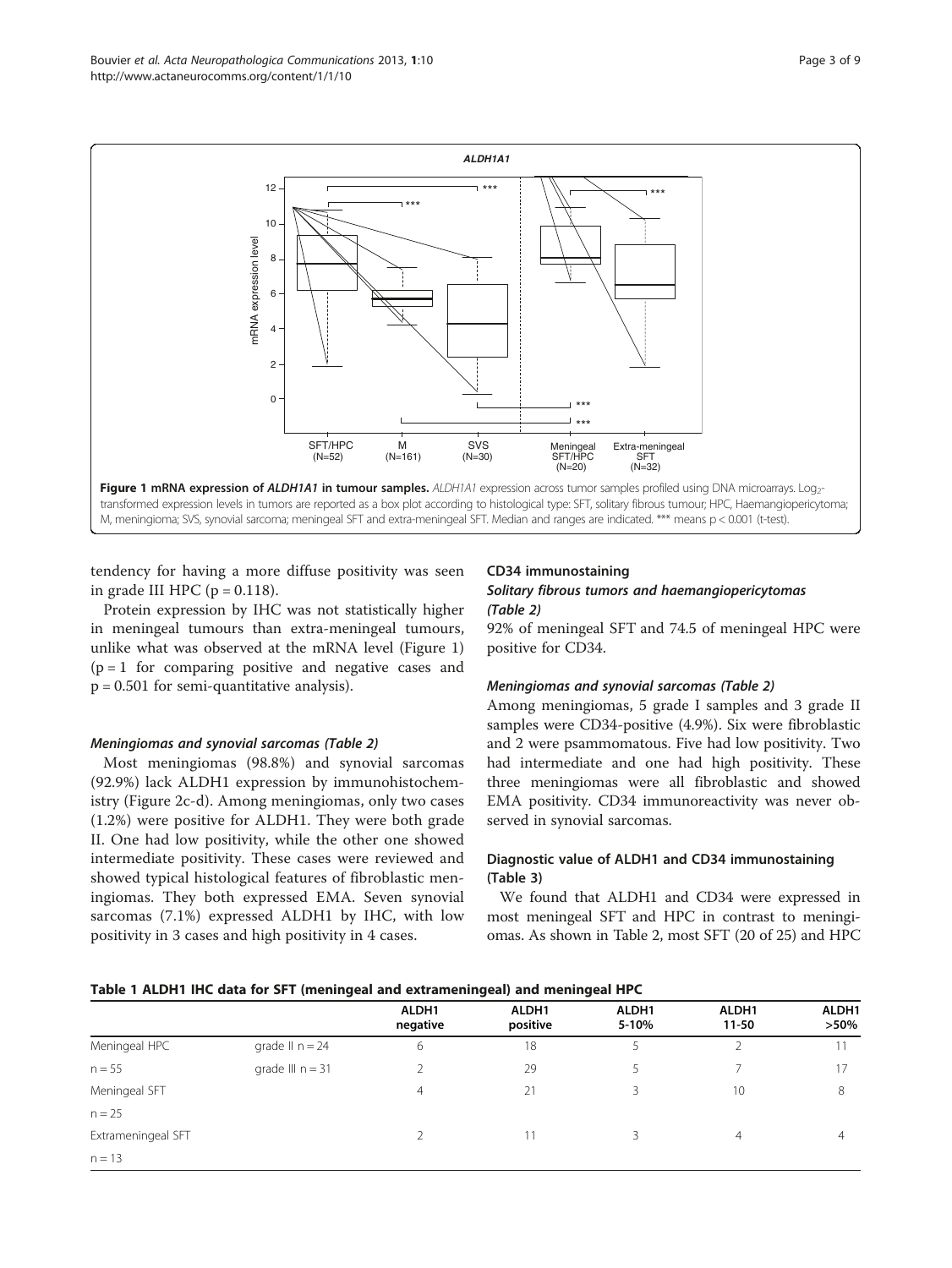**Figure 1 mRNA expression of *ALDH1A1* in tumour samples.** *ALDH1A1* expression across tumor samples profiled using DNA microarrays. $Log_2$-transformed expression levels in tumors are reported as a box plot according to histological type: SFT, solitary fibrous tumour; HPC, Haemangiopericytoma; M, meningioma; SVS, synovial sarcoma; meningeal SFT and extra-meningeal SFT. Median and ranges are indicated. *** means $p < 0.001$ (t-test).

tendency for having a more diffuse positivity was seen in grade III HPC ($p = 0.118$).

Protein expression by IHC was not statistically higher in meningeal tumours than extra-meningeal tumours, unlike what was observed at the mRNA level (Figure 1) ($p = 1$ for comparing positive and negative cases and $p = 0.501$ for semi-quantitative analysis).

#### *Meningiomas and synovial sarcomas (Table 2)*

Most meningiomas (98.8%) and synovial sarcomas (92.9%) lack ALDH1 expression by immunohistochemistry (Figure 2c-d). Among meningiomas, only two cases (1.2%) were positive for ALDH1. They were both grade II. One had low positivity, while the other one showed intermediate positivity. These cases were reviewed and showed typical histological features of fibroblastic meningiomas. They both expressed EMA. Seven synovial sarcomas (7.1%) expressed ALDH1 by IHC, with low positivity in 3 cases and high positivity in 4 cases.

### CD34 immunostaining

#### *Solitary fibrous tumors and haemangiopericytomas (Table 2)*

92% of meningeal SFT and 74.5 of meningeal HPC were positive for CD34.

#### *Meningiomas and synovial sarcomas (Table 2)*

Among meningiomas, 5 grade I samples and 3 grade II samples were CD34-positive (4.9%). Six were fibroblastic and 2 were psammomatous. Five had low positivity. Two had intermediate and one had high positivity. These three meningiomas were all fibroblastic and showed EMA positivity. CD34 immunoreactivity was never observed in synovial sarcomas.

### Diagnostic value of ALDH1 and CD34 immunostaining (Table 3)

We found that ALDH1 and CD34 were expressed in most meningeal SFT and HPC in contrast to meningiomas. As shown in Table 2, most SFT (20 of 25) and HPC

**Table 1 ALDH1 IHC data for SFT (meningeal and extrameningeal) and meningeal HPC**

| | | ALDH1 negative | ALDH1 positive | ALDH1 5-10% | ALDH1 11-50 | ALDH1 >50% |
|---|---|---|---|---|---|---|
| Meningeal HPC | grade II n = 24 | 6 | 18 | 5 | 2 | 11 |
| n = 55 | grade III n = 31 | 2 | 29 | 5 | 7 | 17 |
| Meningeal SFT | | 4 | 21 | 3 | 10 | 8 |
| n = 25 | | | | | | |
| Extrameningeal SFT | | 2 | 11 | 3 | 4 | 4 |
| n = 13 | | | | | | |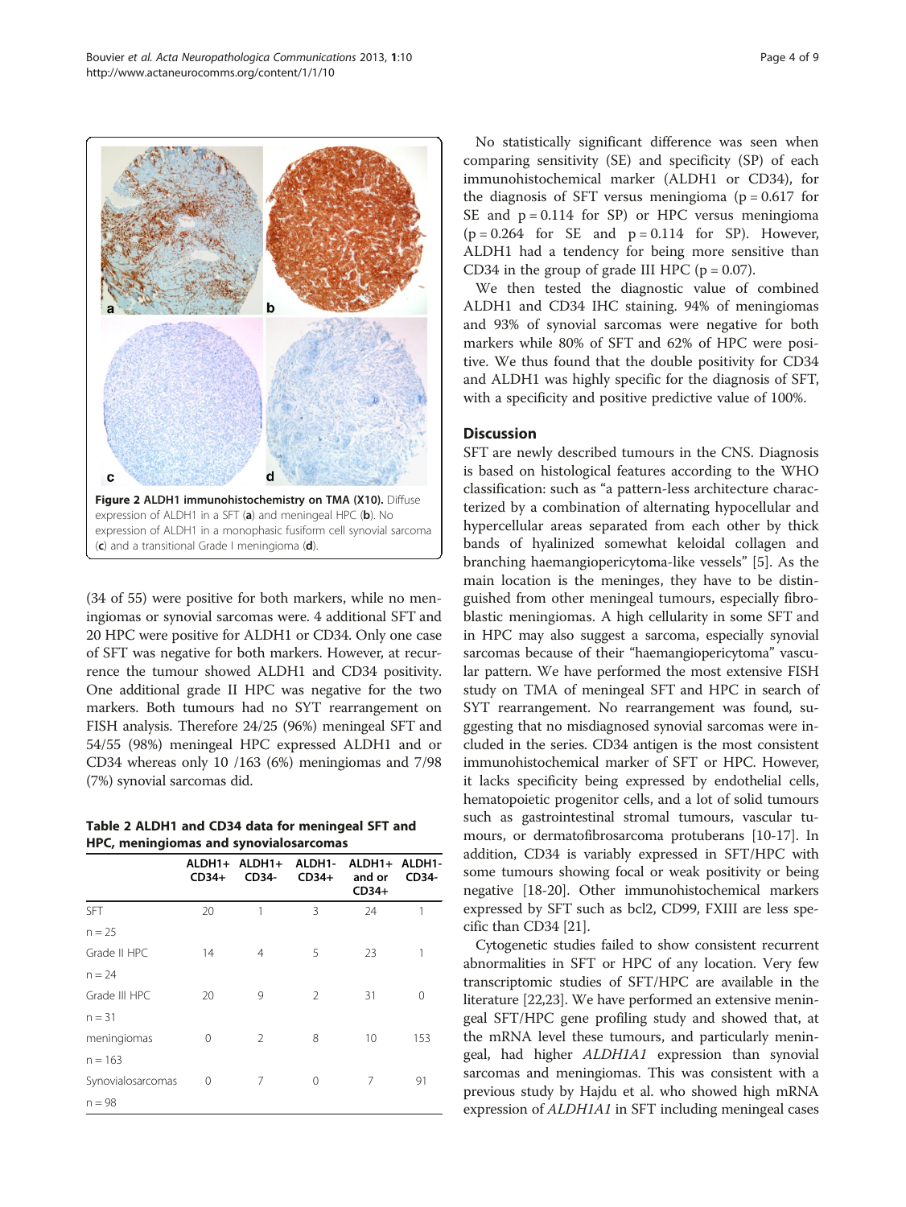Figure 2 ALDH1 immunohistochemistry on TMA (X10). Diffuse expression of ALDH1 in a SFT (**a**) and meningeal HPC (**b**). No expression of ALDH1 in a monophasic fusiform cell synovial sarcoma (**c**) and a transitional Grade I meningioma (**d**).

(34 of 55) were positive for both markers, while no meningiomas or synovial sarcomas were. 4 additional SFT and 20 HPC were positive for ALDH1 or CD34. Only one case of SFT was negative for both markers. However, at recurrence the tumour showed ALDH1 and CD34 positivity. One additional grade II HPC was negative for the two markers. Both tumours had no SYT rearrangement on FISH analysis. Therefore 24/25 (96%) meningeal SFT and 54/55 (98%) meningeal HPC expressed ALDH1 and or CD34 whereas only 10 /163 (6%) meningiomas and 7/98 (7%) synovial sarcomas did.

**Table 2 ALDH1 and CD34 data for meningeal SFT and HPC, meningiomas and synovialosarcomas**

| | ALDH1+ CD34+ | ALDH1+ CD34- | ALDH1- CD34+ | ALDH1+ and or CD34+ | ALDH1- CD34- |
|---|---|---|---|---|---|
| SFT n = 25 | 20 | 1 | 3 | 24 | 1 |
| Grade II HPC n = 24 | 14 | 4 | 5 | 23 | 1 |
| Grade III HPC n = 31 | 20 | 9 | 2 | 31 | 0 |
| meningiomas n = 163 | 0 | 2 | 8 | 10 | 153 |
| Synovialosarcomas n = 98 | 0 | 7 | 0 | 7 | 91 |

No statistically significant difference was seen when comparing sensitivity (SE) and specificity (SP) of each immunohistochemical marker (ALDH1 or CD34), for the diagnosis of SFT versus meningioma ($p = 0.617$ for SE and $p = 0.114$ for SP) or HPC versus meningioma ($p = 0.264$ for SE and $p = 0.114$ for SP). However, ALDH1 had a tendency for being more sensitive than CD34 in the group of grade III HPC ($p = 0.07$).

We then tested the diagnostic value of combined ALDH1 and CD34 IHC staining. 94% of meningiomas and 93% of synovial sarcomas were negative for both markers while 80% of SFT and 62% of HPC were positive. We thus found that the double positivity for CD34 and ALDH1 was highly specific for the diagnosis of SFT, with a specificity and positive predictive value of 100%.

## Discussion

SFT are newly described tumours in the CNS. Diagnosis is based on histological features according to the WHO classification: such as "a pattern-less architecture characterized by a combination of alternating hypocellular and hypercellular areas separated from each other by thick bands of hyalinized somewhat keloidal collagen and branching haemangiopericytoma-like vessels" [5]. As the main location is the meninges, they have to be distinguished from other meningeal tumours, especially fibroblastic meningiomas. A high cellularity in some SFT and in HPC may also suggest a sarcoma, especially synovial sarcomas because of their "haemangiopericytoma" vascular pattern. We have performed the most extensive FISH study on TMA of meningeal SFT and HPC in search of SYT rearrangement. No rearrangement was found, suggesting that no misdiagnosed synovial sarcomas were included in the series. CD34 antigen is the most consistent immunohistochemical marker of SFT or HPC. However, it lacks specificity being expressed by endothelial cells, hematopoietic progenitor cells, and a lot of solid tumours such as gastrointestinal stromal tumours, vascular tumours, or dermatofibrosarcoma protuberans [10-17]. In addition, CD34 is variably expressed in SFT/HPC with some tumours showing focal or weak positivity or being negative [18-20]. Other immunohistochemical markers expressed by SFT such as bcl2, CD99, FXIII are less specific than CD34 [21].

Cytogenetic studies failed to show consistent recurrent abnormalities in SFT or HPC of any location. Very few transcriptomic studies of SFT/HPC are available in the literature [22,23]. We have performed an extensive meningeal SFT/HPC gene profiling study and showed that, at the mRNA level these tumours, and particularly meningeal, had higher *ALDH1A1* expression than synovial sarcomas and meningiomas. This was consistent with a previous study by Hajdu et al. who showed high mRNA expression of *ALDH1A1* in SFT including meningeal cases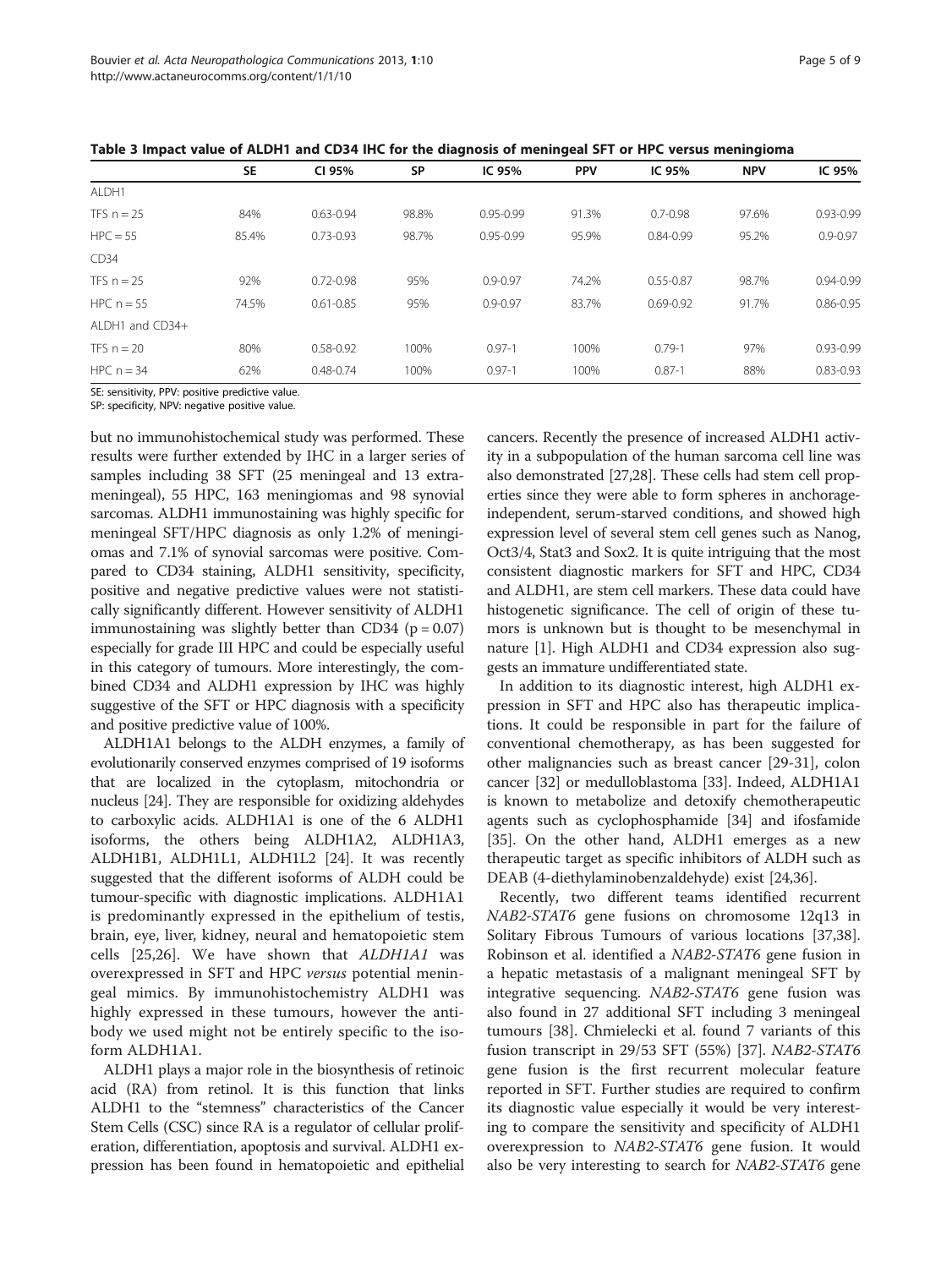**Table 3 Impact value of ALDH1 and CD34 IHC for the diagnosis of meningeal SFT or HPC versus meningioma**

| | SE | CI 95% | SP | IC 95% | PPV | IC 95% | NPV | IC 95% |
|---|---|---|---|---|---|---|---|---|
| ALDH1 | | | | | | | | |
| TFS n = 25 | 84% | 0.63-0.94 | 98.8% | 0.95-0.99 | 91.3% | 0.7-0.98 | 97.6% | 0.93-0.99 |
| HPC = 55 | 85.4% | 0.73-0.93 | 98.7% | 0.95-0.99 | 95.9% | 0.84-0.99 | 95.2% | 0.9-0.97 |
| CD34 | | | | | | | | |
| TFS n = 25 | 92% | 0.72-0.98 | 95% | 0.9-0.97 | 74.2% | 0.55-0.87 | 98.7% | 0.94-0.99 |
| HPC n = 55 | 74.5% | 0.61-0.85 | 95% | 0.9-0.97 | 83.7% | 0.69-0.92 | 91.7% | 0.86-0.95 |
| ALDH1 and CD34+ | | | | | | | | |
| TFS n = 20 | 80% | 0.58-0.92 | 100% | 0.97-1 | 100% | 0.79-1 | 97% | 0.93-0.99 |
| HPC n = 34 | 62% | 0.48-0.74 | 100% | 0.97-1 | 100% | 0.87-1 | 88% | 0.83-0.93 |

SE: sensitivity, PPV: positive predictive value.
SP: specificity, NPV: negative positive value.

but no immunohistochemical study was performed. These results were further extended by IHC in a larger series of samples including 38 SFT (25 meningeal and 13 extra-meningeal), 55 HPC, 163 meningiomas and 98 synovial sarcomas. ALDH1 immunostaining was highly specific for meningeal SFT/HPC diagnosis as only 1.2% of meningiomas and 7.1% of synovial sarcomas were positive. Compared to CD34 staining, ALDH1 sensitivity, specificity, positive and negative predictive values were not statistically significantly different. However sensitivity of ALDH1 immunostaining was slightly better than CD34 ($p = 0.07$) especially for grade III HPC and could be especially useful in this category of tumours. More interestingly, the combined CD34 and ALDH1 expression by IHC was highly suggestive of the SFT or HPC diagnosis with a specificity and positive predictive value of 100%.

ALDH1A1 belongs to the ALDH enzymes, a family of evolutionarily conserved enzymes comprised of 19 isoforms that are localized in the cytoplasm, mitochondria or nucleus [24]. They are responsible for oxidizing aldehydes to carboxylic acids. ALDH1A1 is one of the 6 ALDH1 isoforms, the others being ALDH1A2, ALDH1A3, ALDH1B1, ALDH1L1, ALDH1L2 [24]. It was recently suggested that the different isoforms of ALDH could be tumour-specific with diagnostic implications. ALDH1A1 is predominantly expressed in the epithelium of testis, brain, eye, liver, kidney, neural and hematopoietic stem cells [25,26]. We have shown that *ALDH1A1* was overexpressed in SFT and HPC *versus* potential meningeal mimics. By immunohistochemistry ALDH1 was highly expressed in these tumours, however the antibody we used might not be entirely specific to the isoform ALDH1A1.

ALDH1 plays a major role in the biosynthesis of retinoic acid (RA) from retinol. It is this function that links ALDH1 to the "stemness" characteristics of the Cancer Stem Cells (CSC) since RA is a regulator of cellular proliferation, differentiation, apoptosis and survival. ALDH1 expression has been found in hematopoietic and epithelial cancers. Recently the presence of increased ALDH1 activity in a subpopulation of the human sarcoma cell line was also demonstrated [27,28]. These cells had stem cell properties since they were able to form spheres in anchorage-independent, serum-starved conditions, and showed high expression level of several stem cell genes such as Nanog, Oct3/4, Stat3 and Sox2. It is quite intriguing that the most consistent diagnostic markers for SFT and HPC, CD34 and ALDH1, are stem cell markers. These data could have histogenetic significance. The cell of origin of these tumors is unknown but is thought to be mesenchymal in nature [1]. High ALDH1 and CD34 expression also suggests an immature undifferentiated state.

In addition to its diagnostic interest, high ALDH1 expression in SFT and HPC also has therapeutic implications. It could be responsible in part for the failure of conventional chemotherapy, as has been suggested for other malignancies such as breast cancer [29-31], colon cancer [32] or medulloblastoma [33]. Indeed, ALDH1A1 is known to metabolize and detoxify chemotherapeutic agents such as cyclophosphamide [34] and ifosfamide [35]. On the other hand, ALDH1 emerges as a new therapeutic target as specific inhibitors of ALDH such as DEAB (4-diethylaminobenzaldehyde) exist [24,36].

Recently, two different teams identified recurrent *NAB2-STAT6* gene fusions on chromosome 12q13 in Solitary Fibrous Tumours of various locations [37,38]. Robinson et al. identified a *NAB2-STAT6* gene fusion in a hepatic metastasis of a malignant meningeal SFT by integrative sequencing. *NAB2-STAT6* gene fusion was also found in 27 additional SFT including 3 meningeal tumours [38]. Chmielecki et al. found 7 variants of this fusion transcript in 29/53 SFT (55%) [37]. *NAB2-STAT6* gene fusion is the first recurrent molecular feature reported in SFT. Further studies are required to confirm its diagnostic value especially it would be very interesting to compare the sensitivity and specificity of ALDH1 overexpression to *NAB2-STAT6* gene fusion. It would also be very interesting to search for *NAB2-STAT6* gene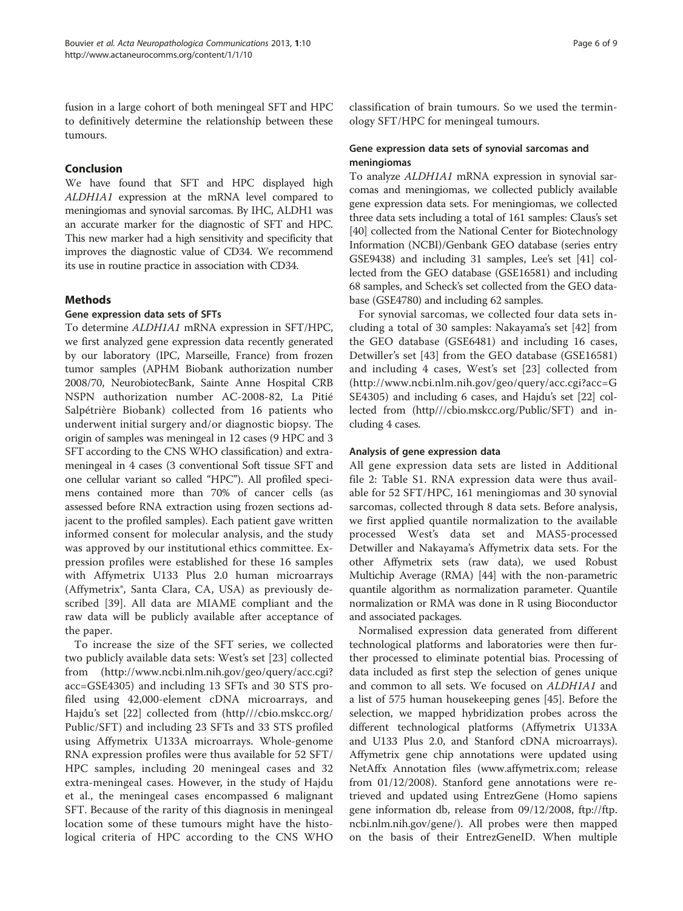fusion in a large cohort of both meningeal SFT and HPC to definitively determine the relationship between these tumours.

## Conclusion

We have found that SFT and HPC displayed high *ALDH1A1* expression at the mRNA level compared to meningiomas and synovial sarcomas. By IHC, ALDH1 was an accurate marker for the diagnostic of SFT and HPC. This new marker had a high sensitivity and specificity that improves the diagnostic value of CD34. We recommend its use in routine practice in association with CD34.

## Methods

### Gene expression data sets of SFTs

To determine *ALDH1A1* mRNA expression in SFT/HPC, we first analyzed gene expression data recently generated by our laboratory (IPC, Marseille, France) from frozen tumor samples (APHM Biobank authorization number 2008/70, NeurobiotecBank, Sainte Anne Hospital CRB NSPN authorization number AC-2008-82, La Pitié Salpétrière Biobank) collected from 16 patients who underwent initial surgery and/or diagnostic biopsy. The origin of samples was meningeal in 12 cases (9 HPC and 3 SFT according to the CNS WHO classification) and extra-meningeal in 4 cases (3 conventional Soft tissue SFT and one cellular variant so called "HPC"). All profiled specimens contained more than 70% of cancer cells (as assessed before RNA extraction using frozen sections adjacent to the profiled samples). Each patient gave written informed consent for molecular analysis, and the study was approved by our institutional ethics committee. Expression profiles were established for these 16 samples with Affymetrix U133 Plus 2.0 human microarrays (Affymetrix®, Santa Clara, CA, USA) as previously described [39]. All data are MIAME compliant and the raw data will be publicly available after acceptance of the paper.

To increase the size of the SFT series, we collected two publicly available data sets: West's set [23] collected from (http://www.ncbi.nlm.nih.gov/geo/query/acc.cgi?acc=GSE4305) and including 13 SFTs and 30 STS profiled using 42,000-element cDNA microarrays, and Hajdu's set [22] collected from (http///cbio.mskcc.org/Public/SFT) and including 23 SFTs and 33 STS profiled using Affymetrix U133A microarrays. Whole-genome RNA expression profiles were thus available for 52 SFT/HPC samples, including 20 meningeal cases and 32 extra-meningeal cases. However, in the study of Hajdu et al., the meningeal cases encompassed 6 malignant SFT. Because of the rarity of this diagnosis in meningeal location some of these tumours might have the histological criteria of HPC according to the CNS WHO classification of brain tumours. So we used the terminology SFT/HPC for meningeal tumours.

### Gene expression data sets of synovial sarcomas and meningiomas

To analyze *ALDH1A1* mRNA expression in synovial sarcomas and meningiomas, we collected publicly available gene expression data sets. For meningiomas, we collected three data sets including a total of 161 samples: Claus's set [40] collected from the National Center for Biotechnology Information (NCBI)/Genbank GEO database (series entry GSE9438) and including 31 samples, Lee's set [41] collected from the GEO database (GSE16581) and including 68 samples, and Scheck's set collected from the GEO database (GSE4780) and including 62 samples.

For synovial sarcomas, we collected four data sets including a total of 30 samples: Nakayama's set [42] from the GEO database (GSE6481) and including 16 cases, Detwiller's set [43] from the GEO database (GSE16581) and including 4 cases, West's set [23] collected from (http://www.ncbi.nlm.nih.gov/geo/query/acc.cgi?acc=GSE4305) and including 6 cases, and Hajdu's set [22] collected from (http///cbio.mskcc.org/Public/SFT) and including 4 cases.

### Analysis of gene expression data

All gene expression data sets are listed in Additional file 2: Table S1. RNA expression data were thus available for 52 SFT/HPC, 161 meningiomas and 30 synovial sarcomas, collected through 8 data sets. Before analysis, we first applied quantile normalization to the available processed West's data set and MAS5-processed Detwiller and Nakayama's Affymetrix data sets. For the other Affymetrix sets (raw data), we used Robust Multichip Average (RMA) [44] with the non-parametric quantile algorithm as normalization parameter. Quantile normalization or RMA was done in R using Bioconductor and associated packages.

Normalised expression data generated from different technological platforms and laboratories were then further processed to eliminate potential bias. Processing of data included as first step the selection of genes unique and common to all sets. We focused on *ALDH1A1* and a list of 575 human housekeeping genes [45]. Before the selection, we mapped hybridization probes across the different technological platforms (Affymetrix U133A and U133 Plus 2.0, and Stanford cDNA microarrays). Affymetrix gene chip annotations were updated using NetAffx Annotation files (www.affymetrix.com; release from 01/12/2008). Stanford gene annotations were retrieved and updated using EntrezGene (Homo sapiens gene information db, release from 09/12/2008, ftp://ftp.ncbi.nlm.nih.gov/gene/). All probes were then mapped on the basis of their EntrezGeneID. When multiple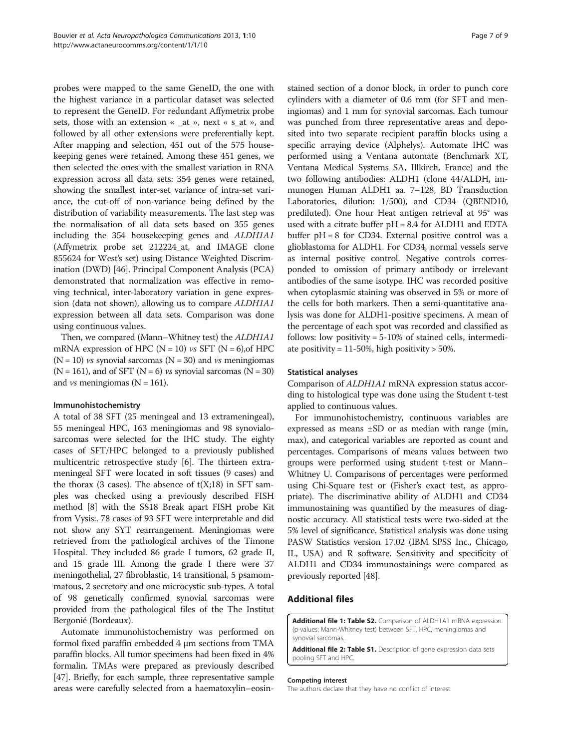probes were mapped to the same GeneID, the one with the highest variance in a particular dataset was selected to represent the GeneID. For redundant Affymetrix probe sets, those with an extension « _at », next « s_at », and followed by all other extensions were preferentially kept. After mapping and selection, 451 out of the 575 housekeeping genes were retained. Among these 451 genes, we then selected the ones with the smallest variation in RNA expression across all data sets: 354 genes were retained, showing the smallest inter-set variance of intra-set variance, the cut-off of non-variance being defined by the distribution of variability measurements. The last step was the normalisation of all data sets based on 355 genes including the 354 housekeeping genes and *ALDH1A1* (Affymetrix probe set 212224_at, and IMAGE clone 855624 for West's set) using Distance Weighted Discrimination (DWD) [46]. Principal Component Analysis (PCA) demonstrated that normalization was effective in removing technical, inter-laboratory variation in gene expression (data not shown), allowing us to compare *ALDH1A1* expression between all data sets. Comparison was done using continuous values.

Then, we compared (Mann–Whitney test) the *ALDH1A1* mRNA expression of HPC (N = 10) *vs* SFT (N = 6),of HPC (N = 10) *vs* synovial sarcomas (N = 30) and *vs* meningiomas (N = 161), and of SFT (N = 6) *vs* synovial sarcomas (N = 30) and *vs* meningiomas (N = 161).

#### Immunohistochemistry

A total of 38 SFT (25 meningeal and 13 extrameningeal), 55 meningeal HPC, 163 meningiomas and 98 synovialosarcomas were selected for the IHC study. The eighty cases of SFT/HPC belonged to a previously published multicentric retrospective study [6]. The thirteen extrameningeal SFT were located in soft tissues (9 cases) and the thorax (3 cases). The absence of t(X;18) in SFT samples was checked using a previously described FISH method [8] with the SS18 Break apart FISH probe Kit from Vysis:. 78 cases of 93 SFT were interpretable and did not show any SYT rearrangement. Meningiomas were retrieved from the pathological archives of the Timone Hospital. They included 86 grade I tumors, 62 grade II, and 15 grade III. Among the grade I there were 37 meningothelial, 27 fibroblastic, 14 transitional, 5 psamommatous, 2 secretory and one microcystic sub-types. A total of 98 genetically confirmed synovial sarcomas were provided from the pathological files of the The Institut Bergonié (Bordeaux).

Automate immunohistochemistry was performed on formol fixed paraffin embedded 4 μm sections from TMA paraffin blocks. All tumor specimens had been fixed in 4% formalin. TMAs were prepared as previously described [47]. Briefly, for each sample, three representative sample areas were carefully selected from a haematoxylin–eosin-stained section of a donor block, in order to punch core cylinders with a diameter of 0.6 mm (for SFT and meningiomas) and 1 mm for synovial sarcomas. Each tumour was punched from three representative areas and deposited into two separate recipient paraffin blocks using a specific arraying device (Alphelys). Automate IHC was performed using a Ventana automate (Benchmark XT, Ventana Medical Systems SA, Illkirch, France) and the two following antibodies: ALDH1 (clone 44/ALDH, immunogen Human ALDH1 aa. 7–128, BD Transduction Laboratories, dilution: 1/500), and CD34 (QBEND10, prediluted). One hour Heat antigen retrieval at 95° was used with a citrate buffer pH = 8.4 for ALDH1 and EDTA buffer pH = 8 for CD34. External positive control was a glioblastoma for ALDH1. For CD34, normal vessels serve as internal positive control. Negative controls corresponded to omission of primary antibody or irrelevant antibodies of the same isotype. IHC was recorded positive when cytoplasmic staining was observed in 5% or more of the cells for both markers. Then a semi-quantitative analysis was done for ALDH1-positive specimens. A mean of the percentage of each spot was recorded and classified as follows: low positivity = 5-10% of stained cells, intermediate positivity = 11-50%, high positivity > 50%.

#### Statistical analyses

Comparison of *ALDH1A1* mRNA expression status according to histological type was done using the Student t-test applied to continuous values.

For immunohistochemistry, continuous variables are expressed as means ±SD or as median with range (min, max), and categorical variables are reported as count and percentages. Comparisons of means values between two groups were performed using student t-test or Mann–Whitney U. Comparisons of percentages were performed using Chi-Square test or (Fisher's exact test, as appropriate). The discriminative ability of ALDH1 and CD34 immunostaining was quantified by the measures of diagnostic accuracy. All statistical tests were two-sided at the 5% level of significance. Statistical analysis was done using PASW Statistics version 17.02 (IBM SPSS Inc., Chicago, IL, USA) and R software. Sensitivity and specificity of ALDH1 and CD34 immunostainings were compared as previously reported [48].

## Additional files

**Additional file 1: Table S2.** Comparison of ALDH1A1 mRNA expression (p-values; Mann-Whitney test) between SFT, HPC, meningiomas and synovial sarcomas.

**Additional file 2: Table S1.** Description of gene expression data sets pooling SFT and HPC.

#### Competing interest

The authors declare that they have no conflict of interest.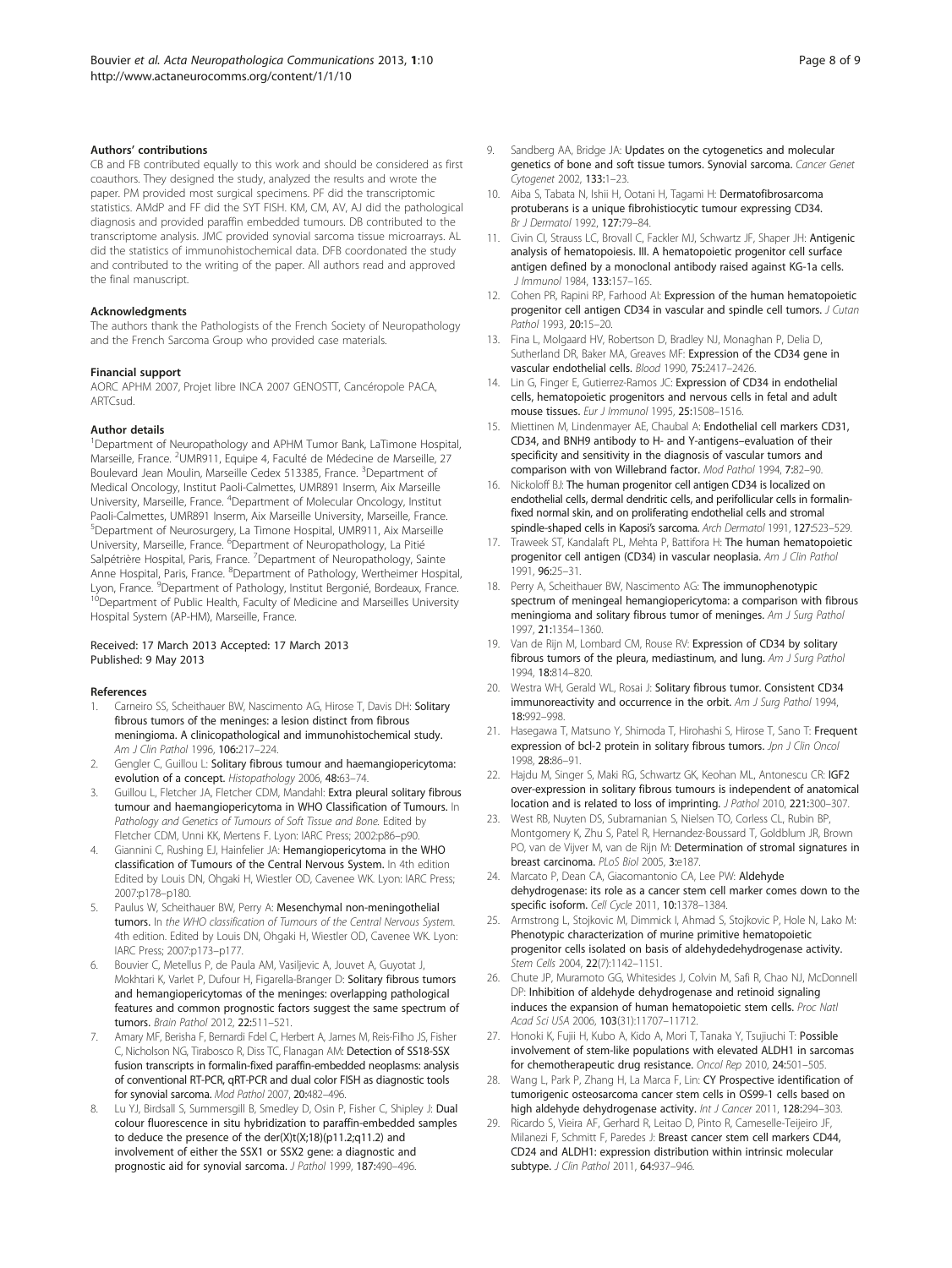### Authors' contributions

CB and FB contributed equally to this work and should be considered as first coauthors. They designed the study, analyzed the results and wrote the paper. PM provided most surgical specimens. PF did the transcriptomic statistics. AMdP and FF did the SYT FISH. KM, CM, AV, AJ did the pathological diagnosis and provided paraffin embedded tumours. DB contributed to the transcriptome analysis. JMC provided synovial sarcoma tissue microarrays. AL did the statistics of immunohistochemical data. DFB coordonated the study and contributed to the writing of the paper. All authors read and approved the final manuscript.

### Acknowledgments

The authors thank the Pathologists of the French Society of Neuropathology and the French Sarcoma Group who provided case materials.

### Financial support

AORC APHM 2007, Projet libre INCA 2007 GENOSTT, Cancéropole PACA, ARTCsud.

### Author details

[1]Department of Neuropathology and APHM Tumor Bank, LaTimone Hospital, Marseille, France. [2]UMR911, Equipe 4, Faculté de Médecine de Marseille, 27 Boulevard Jean Moulin, Marseille Cedex 513385, France. [3]Department of Medical Oncology, Institut Paoli-Calmettes, UMR891 Inserm, Aix Marseille University, Marseille, France. [4]Department of Molecular Oncology, Institut Paoli-Calmettes, UMR891 Inserm, Aix Marseille University, Marseille, France. [5]Department of Neurosurgery, La Timone Hospital, UMR911, Aix Marseille University, Marseille, France. [6]Department of Neuropathology, La Pitié Salpétrière Hospital, Paris, France. [7]Department of Neuropathology, Sainte Anne Hospital, Paris, France. [8]Department of Pathology, Wertheimer Hospital, Lyon, France. [9]Department of Pathology, Institut Bergonié, Bordeaux, France. [10]Department of Public Health, Faculty of Medicine and Marseilles University Hospital System (AP-HM), Marseille, France.

Received: 17 March 2013 Accepted: 17 March 2013
Published: 9 May 2013

### References

1. Carneiro SS, Scheithauer BW, Nascimento AG, Hirose T, Davis DH: **Solitary fibrous tumors of the meninges: a lesion distinct from fibrous meningioma. A clinicopathological and immunohistochemical study.** *Am J Clin Pathol* 1996, **106:**217–224.
2. Gengler C, Guillou L: **Solitary fibrous tumour and haemangiopericytoma: evolution of a concept.** *Histopathology* 2006, **48:**63–74.
3. Guillou L, Fletcher JA, Fletcher CDM, Mandahl: **Extra pleural solitary fibrous tumour and haemangiopericytoma in WHO Classification of Tumours.** In *Pathology and Genetics of Tumours of Soft Tissue and Bone.* Edited by Fletcher CDM, Unni KK, Mertens F. Lyon: IARC Press; 2002:p86–p90.
4. Giannini C, Rushing EJ, Hainfelier JA: **Hemangiopericytoma in the WHO classification of Tumours of the Central Nervous System.** In 4th edition Edited by Louis DN, Ohgaki H, Wiestler OD, Cavenee WK. Lyon: IARC Press; 2007:p178–p180.
5. Paulus W, Scheithauer BW, Perry A: **Mesenchymal non-meningothelial tumors.** In *the WHO classification of Tumours of the Central Nervous System.* 4th edition. Edited by Louis DN, Ohgaki H, Wiestler OD, Cavenee WK. Lyon: IARC Press; 2007:p173–p177.
6. Bouvier C, Metellus P, de Paula AM, Vasiljevic A, Jouvet A, Guyotat J, Mokhtari K, Varlet P, Dufour H, Figarella-Branger D: **Solitary fibrous tumors and hemangiopericytomas of the meninges: overlapping pathological features and common prognostic factors suggest the same spectrum of tumors.** *Brain Pathol* 2012, **22:**511–521.
7. Amary MF, Berisha F, Bernardi Fdel C, Herbert A, James M, Reis-Filho JS, Fisher C, Nicholson NG, Tirabosco R, Diss TC, Flanagan AM: **Detection of SS18-SSX fusion transcripts in formalin-fixed paraffin-embedded neoplasms: analysis of conventional RT-PCR, qRT-PCR and dual color FISH as diagnostic tools for synovial sarcoma.** *Mod Pathol* 2007, **20:**482–496.
8. Lu YJ, Birdsall S, Summersgill B, Smedley D, Osin P, Fisher C, Shipley J: **Dual colour fluorescence in situ hybridization to paraffin-embedded samples to deduce the presence of the der(X)t(X;18)(p11.2;q11.2) and involvement of either the SSX1 or SSX2 gene: a diagnostic and prognostic aid for synovial sarcoma.** *J Pathol* 1999, **187:**490–496.
9. Sandberg AA, Bridge JA: **Updates on the cytogenetics and molecular genetics of bone and soft tissue tumors. Synovial sarcoma.** *Cancer Genet Cytogenet* 2002, **133:**1–23.
10. Aiba S, Tabata N, Ishii H, Ootani H, Tagami H: **Dermatofibrosarcoma protuberans is a unique fibrohistiocytic tumour expressing CD34.** *Br J Dermatol* 1992, **127:**79–84.
11. Civin CI, Strauss LC, Brovall C, Fackler MJ, Schwartz JF, Shaper JH: **Antigenic analysis of hematopoiesis. III. A hematopoietic progenitor cell surface antigen defined by a monoclonal antibody raised against KG-1a cells.** *J Immunol* 1984, **133:**157–165.
12. Cohen PR, Rapini RP, Farhood AI: **Expression of the human hematopoietic progenitor cell antigen CD34 in vascular and spindle cell tumors.** *J Cutan Pathol* 1993, **20:**15–20.
13. Fina L, Molgaard HV, Robertson D, Bradley NJ, Monaghan P, Delia D, Sutherland DR, Baker MA, Greaves MF: **Expression of the CD34 gene in vascular endothelial cells.** *Blood* 1990, **75:**2417–2426.
14. Lin G, Finger E, Gutierrez-Ramos JC: **Expression of CD34 in endothelial cells, hematopoietic progenitors and nervous cells in fetal and adult mouse tissues.** *Eur J Immunol* 1995, **25:**1508–1516.
15. Miettinen M, Lindenmayer AE, Chaubal A: **Endothelial cell markers CD31, CD34, and BNH9 antibody to H- and Y-antigens–evaluation of their specificity and sensitivity in the diagnosis of vascular tumors and comparison with von Willebrand factor.** *Mod Pathol* 1994, **7:**82–90.
16. Nickoloff BJ: **The human progenitor cell antigen CD34 is localized on endothelial cells, dermal dendritic cells, and perifollicular cells in formalin-fixed normal skin, and on proliferating endothelial cells and stromal spindle-shaped cells in Kaposi's sarcoma.** *Arch Dermatol* 1991, **127:**523–529.
17. Traweek ST, Kandalaft PL, Mehta P, Battifora H: **The human hematopoietic progenitor cell antigen (CD34) in vascular neoplasia.** *Am J Clin Pathol* 1991, **96:**25–31.
18. Perry A, Scheithauer BW, Nascimento AG: **The immunophenotypic spectrum of meningeal hemangiopericytoma: a comparison with fibrous meningioma and solitary fibrous tumor of meninges.** *Am J Surg Pathol* 1997, **21:**1354–1360.
19. Van de Rijn M, Lombard CM, Rouse RV: **Expression of CD34 by solitary fibrous tumors of the pleura, mediastinum, and lung.** *Am J Surg Pathol* 1994, **18:**814–820.
20. Westra WH, Gerald WL, Rosai J: **Solitary fibrous tumor. Consistent CD34 immunoreactivity and occurrence in the orbit.** *Am J Surg Pathol* 1994, **18:**992–998.
21. Hasegawa T, Matsuno Y, Shimoda T, Hirohashi S, Hirose T, Sano T: **Frequent expression of bcl-2 protein in solitary fibrous tumors.** *Jpn J Clin Oncol* 1998, **28:**86–91.
22. Hajdu M, Singer S, Maki RG, Schwartz GK, Keohan ML, Antonescu CR: **IGF2 over-expression in solitary fibrous tumours is independent of anatomical location and is related to loss of imprinting.** *J Pathol* 2010, **221:**300–307.
23. West RB, Nuyten DS, Subramanian S, Nielsen TO, Corless CL, Rubin BP, Montgomery K, Zhu S, Patel R, Hernandez-Boussard T, Goldblum JR, Brown PO, van de Vijver M, van de Rijn M: **Determination of stromal signatures in breast carcinoma.** *PLoS Biol* 2005, **3:**e187.
24. Marcato P, Dean CA, Giacomantonio CA, Lee PW: **Aldehyde dehydrogenase: its role as a cancer stem cell marker comes down to the specific isoform.** *Cell Cycle* 2011, **10:**1378–1384.
25. Armstrong L, Stojkovic M, Dimmick I, Ahmad S, Stojkovic P, Hole N, Lako M: **Phenotypic characterization of murine primitive hematopoietic progenitor cells isolated on basis of aldehydedehydrogenase activity.** *Stem Cells* 2004, **22(7):**1142–1151.
26. Chute JP, Muramoto GG, Whitesides J, Colvin M, Safi R, Chao NJ, McDonnell DP: **Inhibition of aldehyde dehydrogenase and retinoid signaling induces the expansion of human hematopoietic stem cells.** *Proc Natl Acad Sci USA* 2006, **103(31):**11707–11712.
27. Honoki K, Fujii H, Kubo A, Kido A, Mori T, Tanaka Y, Tsujiuchi T: **Possible involvement of stem-like populations with elevated ALDH1 in sarcomas for chemotherapeutic drug resistance.** *Oncol Rep* 2010, **24:**501–505.
28. Wang L, Park P, Zhang H, La Marca F, Lin: **CY Prospective identification of tumorigenic osteosarcoma cancer stem cells in OS99-1 cells based on high aldehyde dehydrogenase activity.** *Int J Cancer* 2011, **128:**294–303.
29. Ricardo S, Vieira AF, Gerhard R, Leitao D, Pinto R, Cameselle-Teijeiro JF, Milanezi F, Schmitt F, Paredes J: **Breast cancer stem cell markers CD44, CD24 and ALDH1: expression distribution within intrinsic molecular subtype.** *J Clin Pathol* 2011, **64:**937–946.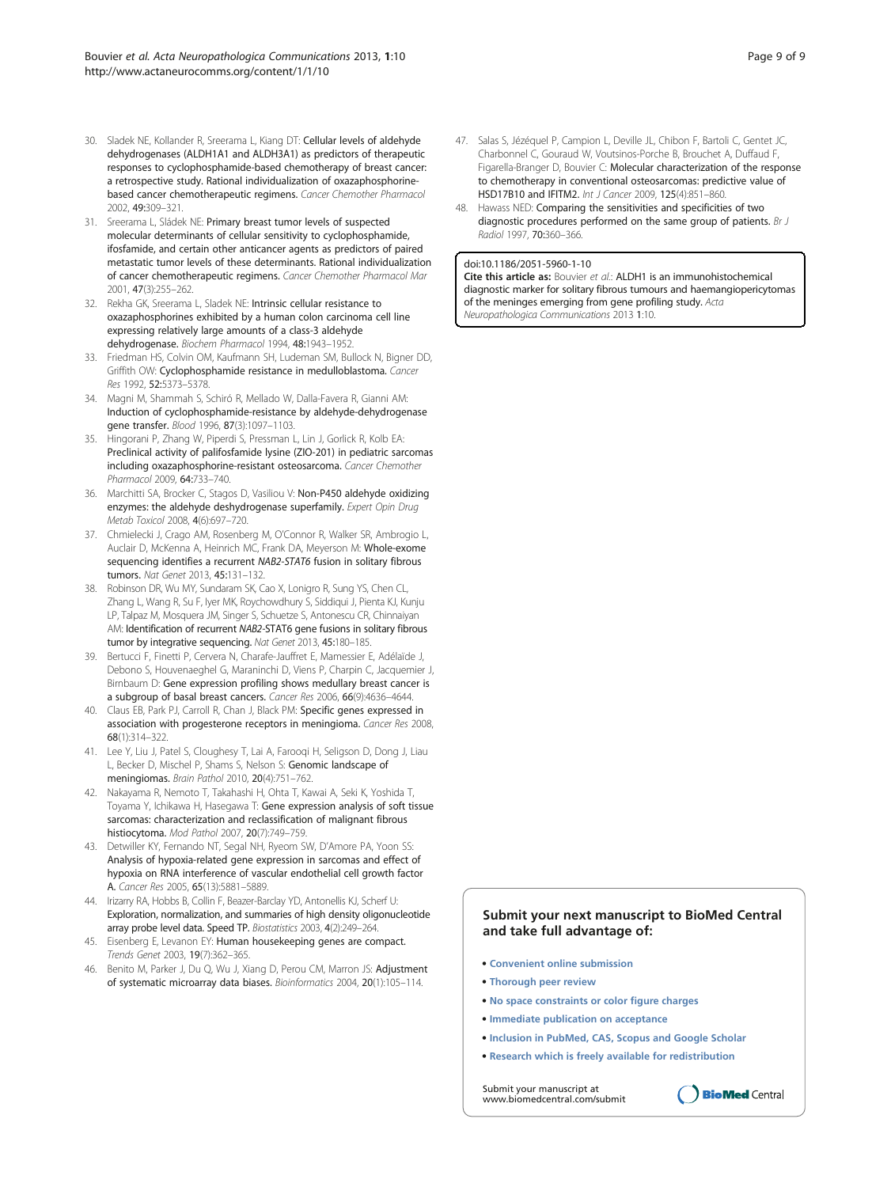30. Sladek NE, Kollander R, Sreerama L, Kiang DT: Cellular levels of aldehyde dehydrogenases (ALDH1A1 and ALDH3A1) as predictors of therapeutic responses to cyclophosphamide-based chemotherapy of breast cancer: a retrospective study. Rational individualization of oxazaphosphorine-based cancer chemotherapeutic regimens. *Cancer Chemother Pharmacol* 2002, **49:**309–321.
31. Sreerama L, Sládek NE: Primary breast tumor levels of suspected molecular determinants of cellular sensitivity to cyclophosphamide, ifosfamide, and certain other anticancer agents as predictors of paired metastatic tumor levels of these determinants. Rational individualization of cancer chemotherapeutic regimens. *Cancer Chemother Pharmacol Mar* 2001, **47**(3):255–262.
32. Rekha GK, Sreerama L, Sladek NE: Intrinsic cellular resistance to oxazaphosphorines exhibited by a human colon carcinoma cell line expressing relatively large amounts of a class-3 aldehyde dehydrogenase. *Biochem Pharmacol* 1994, **48:**1943–1952.
33. Friedman HS, Colvin OM, Kaufmann SH, Ludeman SM, Bullock N, Bigner DD, Griffith OW: Cyclophosphamide resistance in medulloblastoma. *Cancer Res* 1992, **52:**5373–5378.
34. Magni M, Shammah S, Schiró R, Mellado W, Dalla-Favera R, Gianni AM: Induction of cyclophosphamide-resistance by aldehyde-dehydrogenase gene transfer. *Blood* 1996, **87**(3):1097–1103.
35. Hingorani P, Zhang W, Piperdi S, Pressman L, Lin J, Gorlick R, Kolb EA: Preclinical activity of palifosfamide lysine (ZIO-201) in pediatric sarcomas including oxazaphosphorine-resistant osteosarcoma. *Cancer Chemother Pharmacol* 2009, **64:**733–740.
36. Marchitti SA, Brocker C, Stagos D, Vasiliou V: Non-P450 aldehyde oxidizing enzymes: the aldehyde deshydrogenase superfamily. *Expert Opin Drug Metab Toxicol* 2008, **4**(6):697–720.
37. Chmielecki J, Crago AM, Rosenberg M, O'Connor R, Walker SR, Ambrogio L, Auclair D, McKenna A, Heinrich MC, Frank DA, Meyerson M: Whole-exome sequencing identifies a recurrent *NAB2-STAT6* fusion in solitary fibrous tumors. *Nat Genet* 2013, **45:**131–132.
38. Robinson DR, Wu MY, Sundaram SK, Cao X, Lonigro R, Sung YS, Chen CL, Zhang L, Wang R, Su F, Iyer MK, Roychowdhury S, Siddiqui J, Pienta KJ, Kunju LP, Talpaz M, Mosquera JM, Singer S, Schuetze S, Antonescu CR, Chinnaiyan AM: Identification of recurrent *NAB2*-STAT6 gene fusions in solitary fibrous tumor by integrative sequencing. *Nat Genet* 2013, **45:**180–185.
39. Bertucci F, Finetti P, Cervera N, Charafe-Jauffret E, Mamessier E, Adélaïde J, Debono S, Houvenaeghel G, Maraninchi D, Viens P, Charpin C, Jacquemier J, Birnbaum D: Gene expression profiling shows medullary breast cancer is a subgroup of basal breast cancers. *Cancer Res* 2006, **66**(9):4636–4644.
40. Claus EB, Park PJ, Carroll R, Chan J, Black PM: Specific genes expressed in association with progesterone receptors in meningioma. *Cancer Res* 2008, **68**(1):314–322.
41. Lee Y, Liu J, Patel S, Cloughesy T, Lai A, Farooqi H, Seligson D, Dong J, Liau L, Becker D, Mischel P, Shams S, Nelson S: Genomic landscape of meningiomas. *Brain Pathol* 2010, **20**(4):751–762.
42. Nakayama R, Nemoto T, Takahashi H, Ohta T, Kawai A, Seki K, Yoshida T, Toyama Y, Ichikawa H, Hasegawa T: Gene expression analysis of soft tissue sarcomas: characterization and reclassification of malignant fibrous histiocytoma. *Mod Pathol* 2007, **20**(7):749–759.
43. Detwiller KY, Fernando NT, Segal NH, Ryeom SW, D'Amore PA, Yoon SS: Analysis of hypoxia-related gene expression in sarcomas and effect of hypoxia on RNA interference of vascular endothelial cell growth factor A. *Cancer Res* 2005, **65**(13):5881–5889.
44. Irizarry RA, Hobbs B, Collin F, Beazer-Barclay YD, Antonellis KJ, Scherf U: Exploration, normalization, and summaries of high density oligonucleotide array probe level data. Speed TP. *Biostatistics* 2003, **4**(2):249–264.
45. Eisenberg E, Levanon EY: Human housekeeping genes are compact. *Trends Genet* 2003, **19**(7):362–365.
46. Benito M, Parker J, Du Q, Wu J, Xiang D, Perou CM, Marron JS: Adjustment of systematic microarray data biases. *Bioinformatics* 2004, **20**(1):105–114.
47. Salas S, Jézéquel P, Campion L, Deville JL, Chibon F, Bartoli C, Gentet JC, Charbonnel C, Gouraud W, Voutsinos-Porche B, Brouchet A, Duffaud F, Figarella-Branger D, Bouvier C: Molecular characterization of the response to chemotherapy in conventional osteosarcomas: predictive value of HSD17B10 and IFITM2. *Int J Cancer* 2009, **125**(4):851–860.
48. Hawass NED: Comparing the sensitivities and specificities of two diagnostic procedures performed on the same group of patients. *Br J Radiol* 1997, **70:**360–366.

doi:10.1186/2051-5960-1-10

**Cite this article as:** Bouvier *et al.*: ALDH1 is an immunohistochemical diagnostic marker for solitary fibrous tumours and haemangiopericytomas of the meninges emerging from gene profiling study. *Acta Neuropathologica Communications* 2013 **1**:10.

**Submit your next manuscript to BioMed Central and take full advantage of:**

- Convenient online submission
- Thorough peer review
- No space constraints or color figure charges
- Immediate publication on acceptance
- Inclusion in PubMed, CAS, Scopus and Google Scholar
- Research which is freely available for redistribution

Submit your manuscript at www.biomedcentral.com/submit

BioMed Central